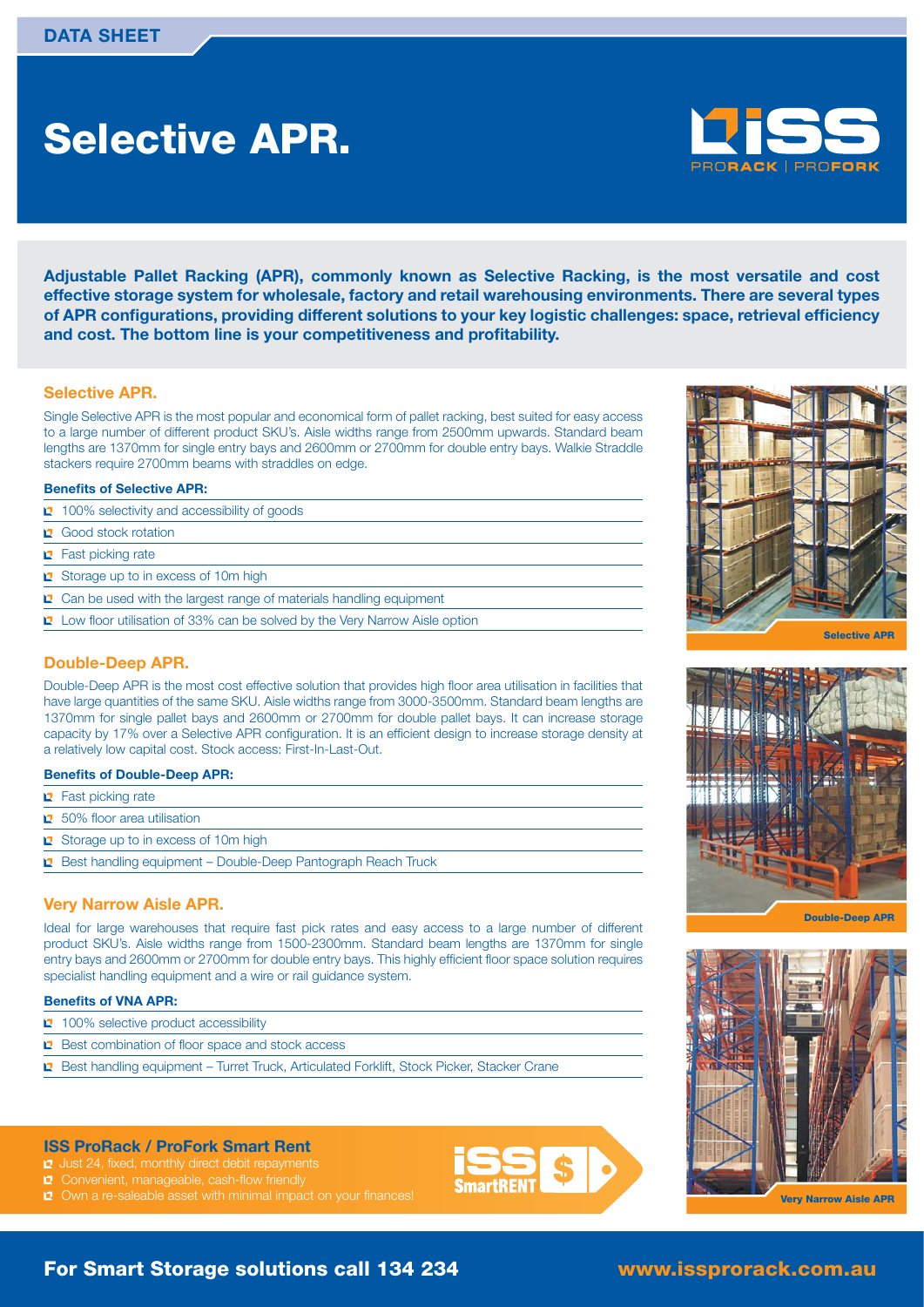DATA SHEET

# Selective APR.

ISS PRORACK | PROFORK

**Adjustable Pallet Racking (APR), commonly known as Selective Racking, is the most versatile and cost effective storage system for wholesale, factory and retail warehousing environments. There are several types of APR configurations, providing different solutions to your key logistic challenges: space, retrieval efficiency and cost. The bottom line is your competitiveness and profitability.**

## Selective APR.

Single Selective APR is the most popular and economical form of pallet racking, best suited for easy access to a large number of different product SKU's. Aisle widths range from 2500mm upwards. Standard beam lengths are 1370mm for single entry bays and 2600mm or 2700mm for double entry bays. Walkie Straddle stackers require 2700mm beams with straddles on edge.

**Benefits of Selective APR:**

- 100% selectivity and accessibility of goods
- Good stock rotation
- Fast picking rate
- Storage up to in excess of 10m high
- Can be used with the largest range of materials handling equipment
- Low floor utilisation of 33% can be solved by the Very Narrow Aisle option

Selective APR

## Double-Deep APR.

Double-Deep APR is the most cost effective solution that provides high floor area utilisation in facilities that have large quantities of the same SKU. Aisle widths range from 3000-3500mm. Standard beam lengths are 1370mm for single pallet bays and 2600mm or 2700mm for double pallet bays. It can increase storage capacity by 17% over a Selective APR configuration. It is an efficient design to increase storage density at a relatively low capital cost. Stock access: First-In-Last-Out.

**Benefits of Double-Deep APR:**

- Fast picking rate
- 50% floor area utilisation
- Storage up to in excess of 10m high
- Best handling equipment – Double-Deep Pantograph Reach Truck

Double-Deep APR

## Very Narrow Aisle APR.

Ideal for large warehouses that require fast pick rates and easy access to a large number of different product SKU's. Aisle widths range from 1500-2300mm. Standard beam lengths are 1370mm for single entry bays and 2600mm or 2700mm for double entry bays. This highly efficient floor space solution requires specialist handling equipment and a wire or rail guidance system.

**Benefits of VNA APR:**

- 100% selective product accessibility
- Best combination of floor space and stock access
- Best handling equipment – Turret Truck, Articulated Forklift, Stock Picker, Stacker Crane

Very Narrow Aisle APR

### ISS ProRack / ProFork Smart Rent

- Just 24, fixed, monthly direct debit repayments
- Convenient, manageable, cash-flow friendly
- Own a re-saleable asset with minimal impact on your finances!

ISS SmartRENT

**For Smart Storage solutions call 134 234** **www.issprorack.com.au**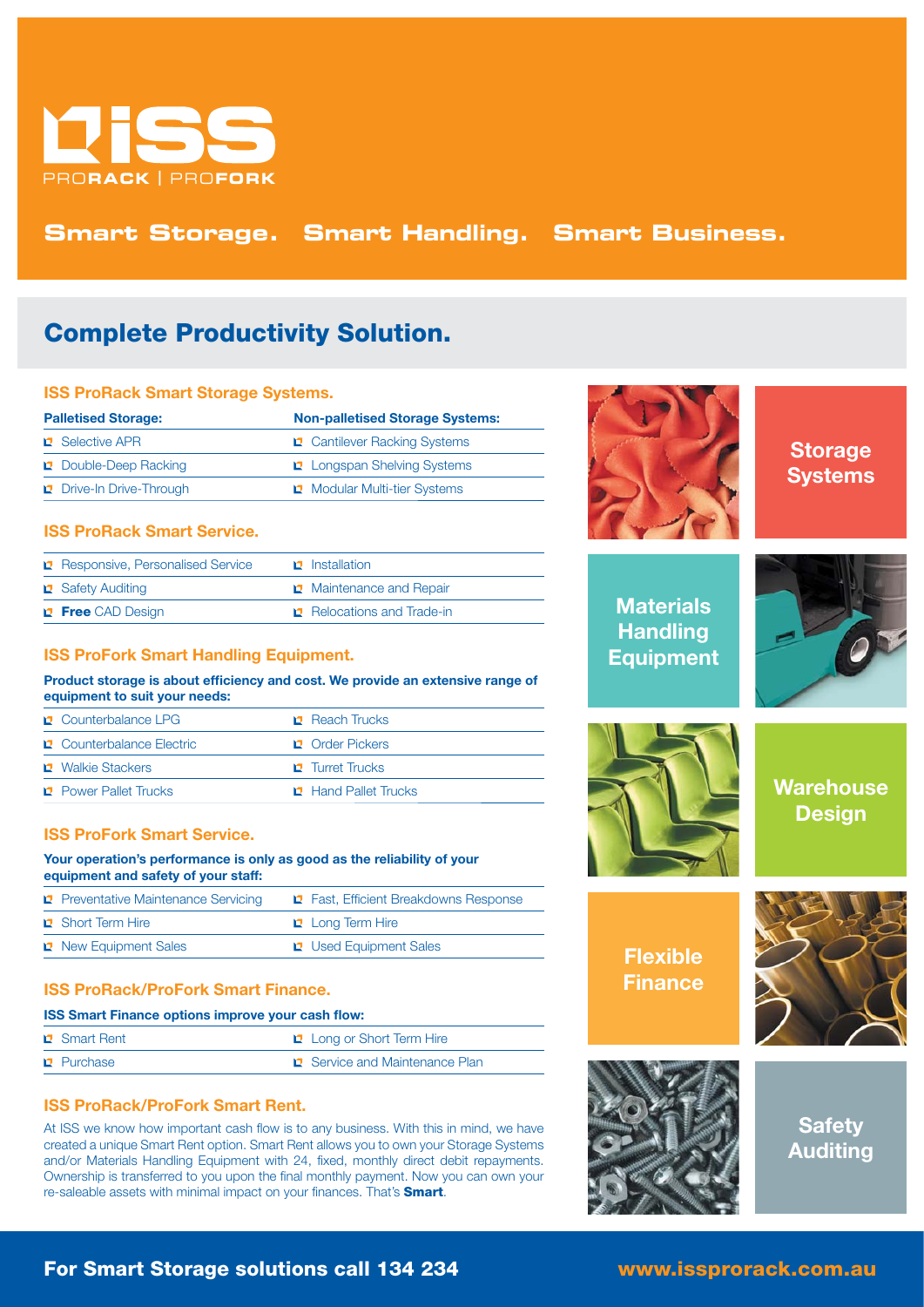ISS

PRORACK | PROFORK

**Smart Storage. Smart Handling. Smart Business.**

# Complete Productivity Solution.

## ISS ProRack Smart Storage Systems.

| Palletised Storage: | Non-palletised Storage Systems: |
|---|---|
| Selective APR | Cantilever Racking Systems |
| Double-Deep Racking | Longspan Shelving Systems |
| Drive-In Drive-Through | Modular Multi-tier Systems |

## ISS ProRack Smart Service.

| | |
|---|---|
| Responsive, Personalised Service | Installation |
| Safety Auditing | Maintenance and Repair |
| **Free** CAD Design | Relocations and Trade-in |

## ISS ProFork Smart Handling Equipment.

**Product storage is about efficiency and cost. We provide an extensive range of equipment to suit your needs:**

| | |
|---|---|
| Counterbalance LPG | Reach Trucks |
| Counterbalance Electric | Order Pickers |
| Walkie Stackers | Turret Trucks |
| Power Pallet Trucks | Hand Pallet Trucks |

## ISS ProFork Smart Service.

**Your operation's performance is only as good as the reliability of your equipment and safety of your staff:**

| | |
|---|---|
| Preventative Maintenance Servicing | Fast, Efficient Breakdowns Response |
| Short Term Hire | Long Term Hire |
| New Equipment Sales | Used Equipment Sales |

## ISS ProRack/ProFork Smart Finance.

**ISS Smart Finance options improve your cash flow:**

| | |
|---|---|
| Smart Rent | Long or Short Term Hire |
| Purchase | Service and Maintenance Plan |

## ISS ProRack/ProFork Smart Rent.

At ISS we know how important cash flow is to any business. With this in mind, we have created a unique Smart Rent option. Smart Rent allows you to own your Storage Systems and/or Materials Handling Equipment with 24, fixed, monthly direct debit repayments. Ownership is transferred to you upon the final monthly payment. Now you can own your re-saleable assets with minimal impact on your finances. That's **Smart**.

**Storage Systems**

**Materials Handling Equipment**

**Warehouse Design**

**Flexible Finance**

**Safety Auditing**

**For Smart Storage solutions call 134 234**

**www.issprorack.com.au**